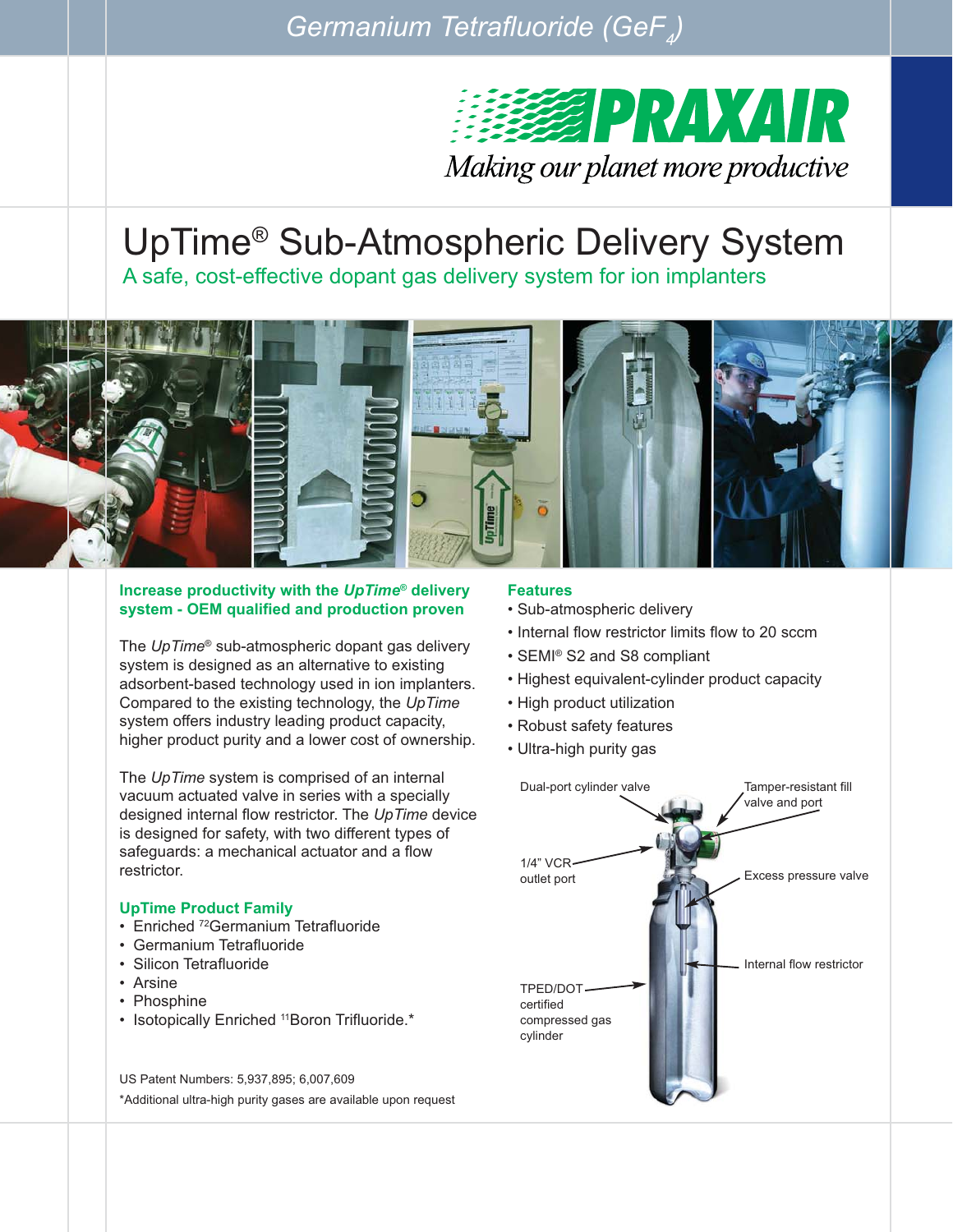Germanium Tetrafluoride ($GeF_4$)

PRAXAIR

Making our planet more productive

# UpTime® Sub-Atmospheric Delivery System

## A safe, cost-effective dopant gas delivery system for ion implanters

### Increase productivity with the *UpTime*® delivery system - OEM qualified and production proven

The *UpTime*® sub-atmospheric dopant gas delivery system is designed as an alternative to existing adsorbent-based technology used in ion implanters. Compared to the existing technology, the *UpTime* system offers industry leading product capacity, higher product purity and a lower cost of ownership.

The *UpTime* system is comprised of an internal vacuum actuated valve in series with a specially designed internal flow restrictor. The *UpTime* device is designed for safety, with two different types of safeguards: a mechanical actuator and a flow restrictor.

### UpTime Product Family

- Enriched $^{72}$Germanium Tetrafluoride
- Germanium Tetrafluoride
- Silicon Tetrafluoride
- Arsine
- Phosphine
- Isotopically Enriched $^{11}$Boron Trifluoride.*

US Patent Numbers: 5,937,895; 6,007,609

*Additional ultra-high purity gases are available upon request

### Features

- Sub-atmospheric delivery
- Internal flow restrictor limits flow to 20 sccm
- SEMI® S2 and S8 compliant
- Highest equivalent-cylinder product capacity
- High product utilization
- Robust safety features
- Ultra-high purity gas

Dual-port cylinder valve

Tamper-resistant fill valve and port

1/4" VCR outlet port

Excess pressure valve

Internal flow restrictor

TPED/DOT certified compressed gas cylinder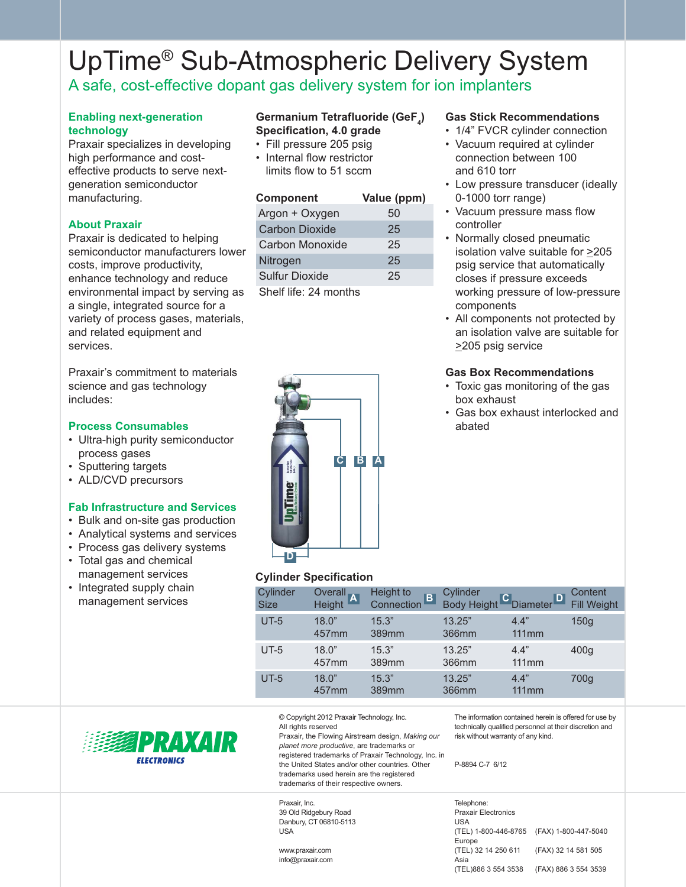# UpTime® Sub-Atmospheric Delivery System

## A safe, cost-effective dopant gas delivery system for ion implanters

### Enabling next-generation technology

Praxair specializes in developing high performance and cost-effective products to serve next-generation semiconductor manufacturing.

### About Praxair

Praxair is dedicated to helping semiconductor manufacturers lower costs, improve productivity, enhance technology and reduce environmental impact by serving as a single, integrated source for a variety of process gases, materials, and related equipment and services.

Praxair's commitment to materials science and gas technology includes:

### Process Consumables

- Ultra-high purity semiconductor process gases
- Sputtering targets
- ALD/CVD precursors

### Fab Infrastructure and Services

- Bulk and on-site gas production
- Analytical systems and services
- Process gas delivery systems
- Total gas and chemical management services
- Integrated supply chain management services

### Germanium Tetrafluoride ($GeF_4$) Specification, 4.0 grade

- Fill pressure 205 psig
- Internal flow restrictor limits flow to 51 sccm

| Component | Value (ppm) |
|---|---|
| Argon + Oxygen | 50 |
| Carbon Dioxide | 25 |
| Carbon Monoxide | 25 |
| Nitrogen | 25 |
| Sulfur Dioxide | 25 |

Shelf life: 24 months

### Gas Stick Recommendations

- 1/4" FVCR cylinder connection
- Vacuum required at cylinder connection between 100 and 610 torr
- Low pressure transducer (ideally 0-1000 torr range)
- Vacuum pressure mass flow controller
- Normally closed pneumatic isolation valve suitable for >205 psig service that automatically closes if pressure exceeds working pressure of low-pressure components
- All components not protected by an isolation valve are suitable for >205 psig service

### Gas Box Recommendations

- Toxic gas monitoring of the gas box exhaust
- Gas box exhaust interlocked and abated

### Cylinder Specification

| Cylinder Size | Overall Height A | Height to Connection B | Cylinder Body Height C | Diameter D | Content Fill Weight |
|---|---|---|---|---|---|
| UT-5 | 18.0" 457mm | 15.3" 389mm | 13.25" 366mm | 4.4" 111mm | 150g |
| UT-5 | 18.0" 457mm | 15.3" 389mm | 13.25" 366mm | 4.4" 111mm | 400g |
| UT-5 | 18.0" 457mm | 15.3" 389mm | 13.25" 366mm | 4.4" 111mm | 700g |

PRAXAIR ELECTRONICS

© Copyright 2012 Praxair Technology, Inc.
All rights reserved
Praxair, the Flowing Airstream design, *Making our planet more productive*, are trademarks or registered trademarks of Praxair Technology, Inc. in the United States and/or other countries. Other trademarks used herein are the registered trademarks of their respective owners.

The information contained herein is offered for use by technically qualified personnel at their discretion and risk without warranty of any kind.

P-8894 C-7 6/12

Praxair, Inc.
39 Old Ridgebury Road
Danbury, CT 06810-5113
USA

www.praxair.com
info@praxair.com

Telephone:
Praxair Electronics
USA
(TEL) 1-800-446-8765 (FAX) 1-800-447-5040
Europe
(TEL) 32 14 250 611 (FAX) 32 14 581 505
Asia
(TEL)886 3 554 3538 (FAX) 886 3 554 3539